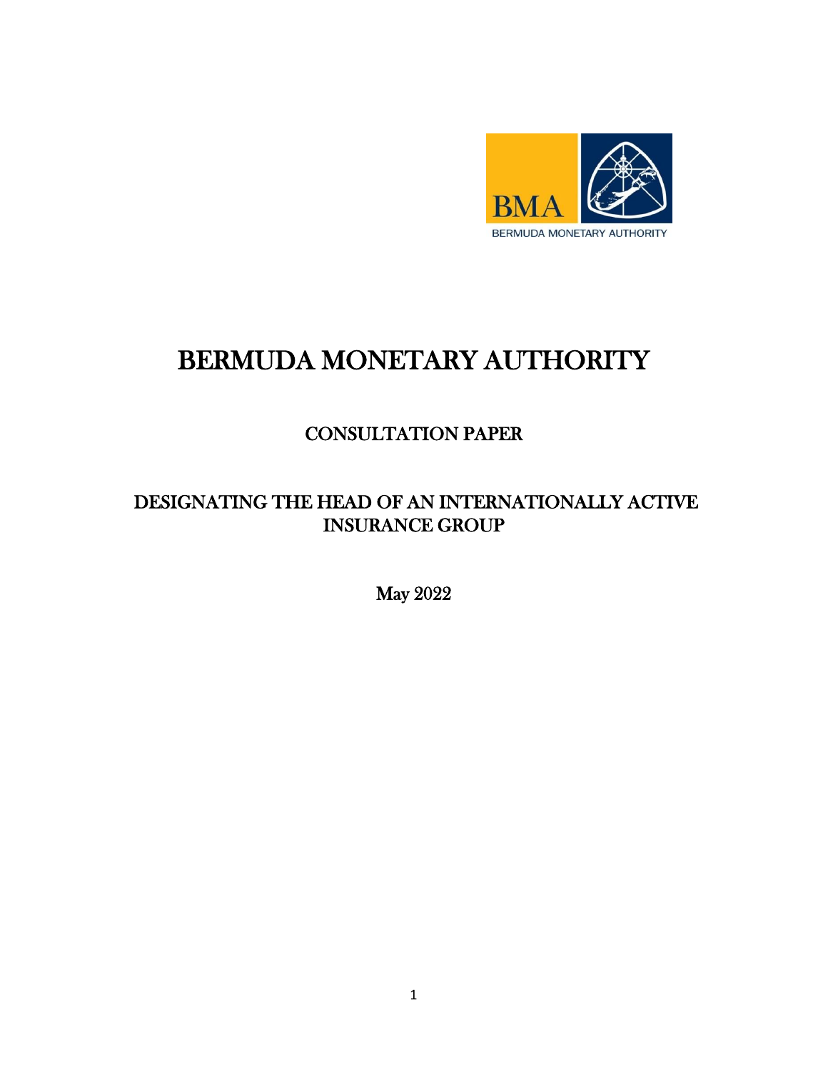# BERMUDA MONETARY AUTHORITY

## CONSULTATION PAPER

## DESIGNATING THE HEAD OF AN INTERNATIONALLY ACTIVE INSURANCE GROUP

May 2022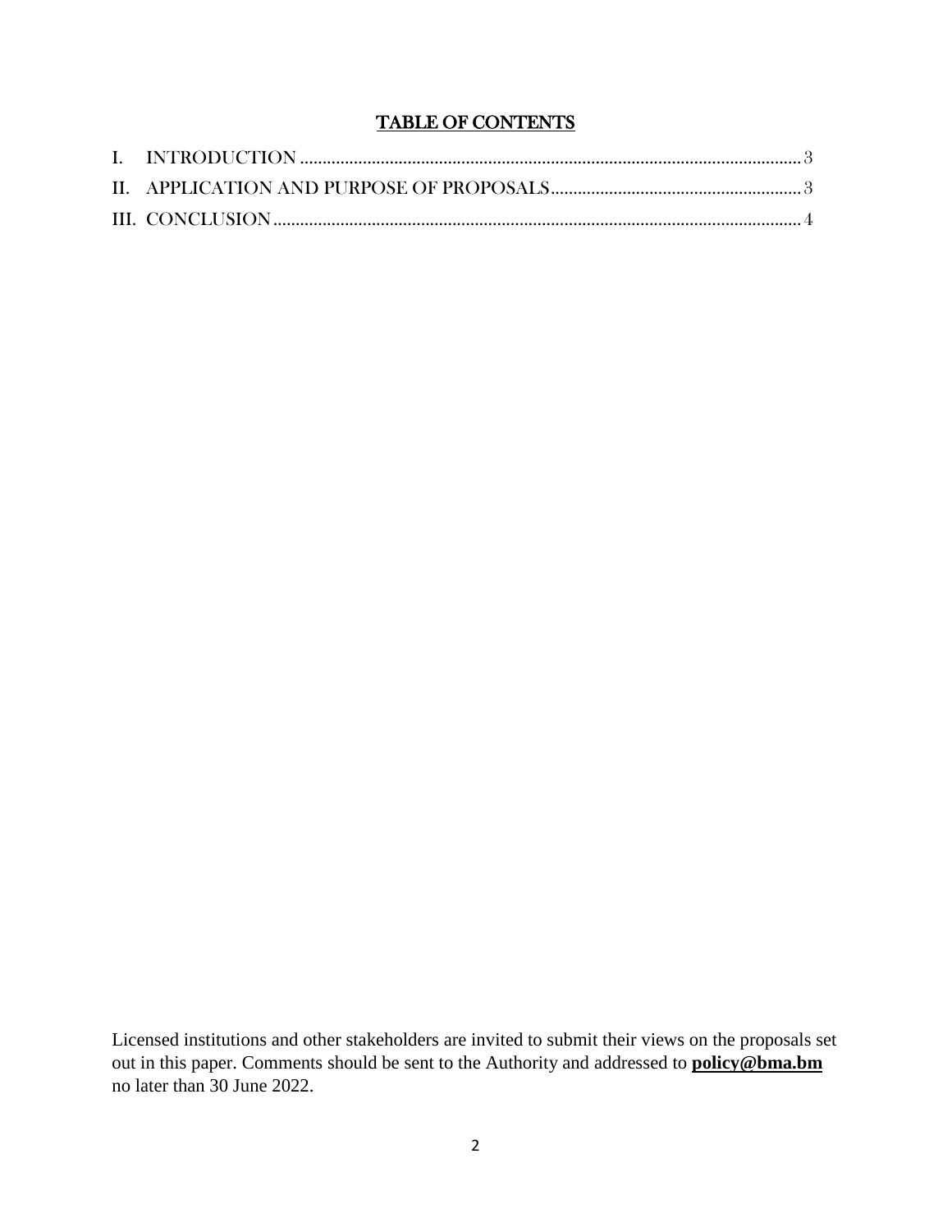# TABLE OF CONTENTS

I. INTRODUCTION ............................................................................................................ 3

II. APPLICATION AND PURPOSE OF PROPOSALS ........................................................ 3

III. CONCLUSION ............................................................................................................ 4

Licensed institutions and other stakeholders are invited to submit their views on the proposals set out in this paper. Comments should be sent to the Authority and addressed to **policy@bma.bm** no later than 30 June 2022.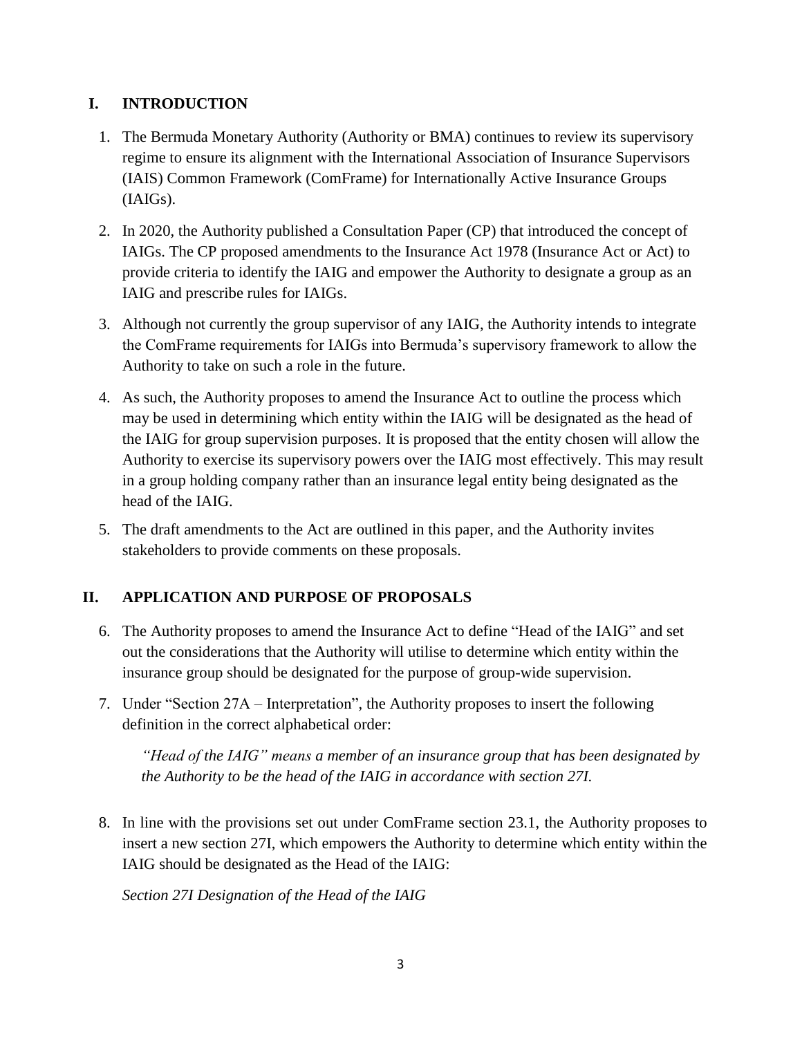## I. INTRODUCTION

1. The Bermuda Monetary Authority (Authority or BMA) continues to review its supervisory regime to ensure its alignment with the International Association of Insurance Supervisors (IAIS) Common Framework (ComFrame) for Internationally Active Insurance Groups (IAIGs).

2. In 2020, the Authority published a Consultation Paper (CP) that introduced the concept of IAIGs. The CP proposed amendments to the Insurance Act 1978 (Insurance Act or Act) to provide criteria to identify the IAIG and empower the Authority to designate a group as an IAIG and prescribe rules for IAIGs.

3. Although not currently the group supervisor of any IAIG, the Authority intends to integrate the ComFrame requirements for IAIGs into Bermuda's supervisory framework to allow the Authority to take on such a role in the future.

4. As such, the Authority proposes to amend the Insurance Act to outline the process which may be used in determining which entity within the IAIG will be designated as the head of the IAIG for group supervision purposes. It is proposed that the entity chosen will allow the Authority to exercise its supervisory powers over the IAIG most effectively. This may result in a group holding company rather than an insurance legal entity being designated as the head of the IAIG.

5. The draft amendments to the Act are outlined in this paper, and the Authority invites stakeholders to provide comments on these proposals.

## II. APPLICATION AND PURPOSE OF PROPOSALS

6. The Authority proposes to amend the Insurance Act to define "Head of the IAIG" and set out the considerations that the Authority will utilise to determine which entity within the insurance group should be designated for the purpose of group-wide supervision.

7. Under "Section 27A – Interpretation", the Authority proposes to insert the following definition in the correct alphabetical order:

   *"Head of the IAIG" means a member of an insurance group that has been designated by the Authority to be the head of the IAIG in accordance with section 27I.*

8. In line with the provisions set out under ComFrame section 23.1, the Authority proposes to insert a new section 27I, which empowers the Authority to determine which entity within the IAIG should be designated as the Head of the IAIG:

   *Section 27I Designation of the Head of the IAIG*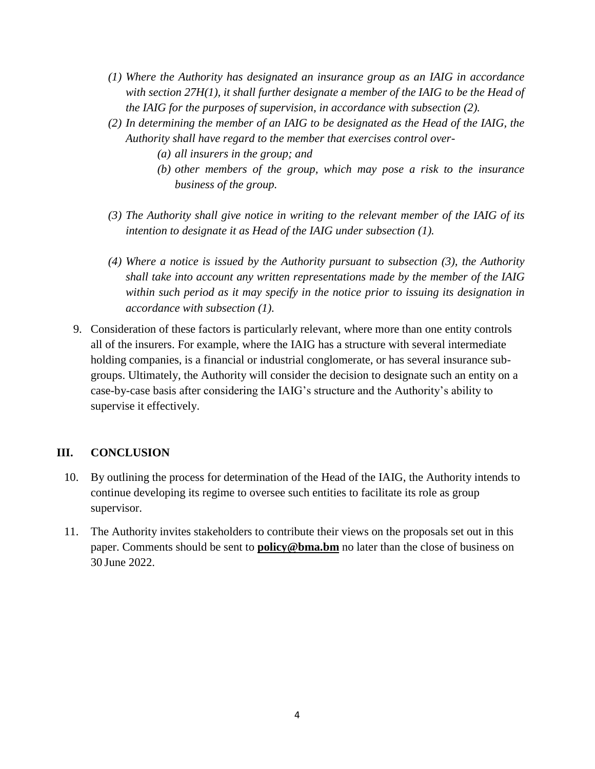*(1) Where the Authority has designated an insurance group as an IAIG in accordance with section 27H(1), it shall further designate a member of the IAIG to be the Head of the IAIG for the purposes of supervision, in accordance with subsection (2).*

*(2) In determining the member of an IAIG to be designated as the Head of the IAIG, the Authority shall have regard to the member that exercises control over-*

*(a) all insurers in the group; and*

*(b) other members of the group, which may pose a risk to the insurance business of the group.*

*(3) The Authority shall give notice in writing to the relevant member of the IAIG of its intention to designate it as Head of the IAIG under subsection (1).*

*(4) Where a notice is issued by the Authority pursuant to subsection (3), the Authority shall take into account any written representations made by the member of the IAIG within such period as it may specify in the notice prior to issuing its designation in accordance with subsection (1).*

9. Consideration of these factors is particularly relevant, where more than one entity controls all of the insurers. For example, where the IAIG has a structure with several intermediate holding companies, is a financial or industrial conglomerate, or has several insurance sub-groups. Ultimately, the Authority will consider the decision to designate such an entity on a case-by-case basis after considering the IAIG's structure and the Authority's ability to supervise it effectively.

## III. CONCLUSION

10. By outlining the process for determination of the Head of the IAIG, the Authority intends to continue developing its regime to oversee such entities to facilitate its role as group supervisor.

11. The Authority invites stakeholders to contribute their views on the proposals set out in this paper. Comments should be sent to **policy@bma.bm** no later than the close of business on 30 June 2022.